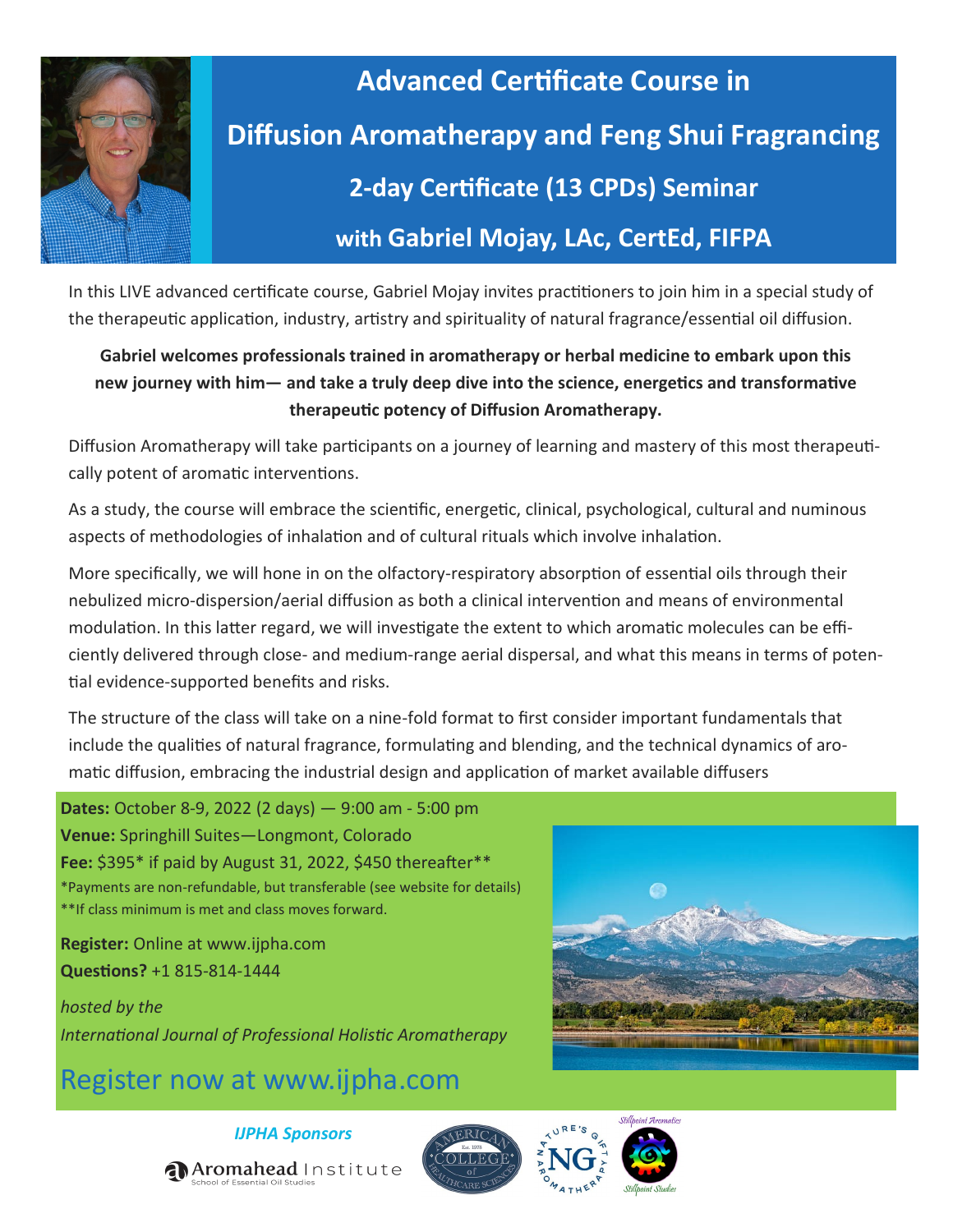# Advanced Certificate Course in Diffusion Aromatherapy and Feng Shui Fragrancing

## 2-day Certificate (13 CPDs) Seminar

## with Gabriel Mojay, LAc, CertEd, FIFPA

In this LIVE advanced certificate course, Gabriel Mojay invites practitioners to join him in a special study of the therapeutic application, industry, artistry and spirituality of natural fragrance/essential oil diffusion.

**Gabriel welcomes professionals trained in aromatherapy or herbal medicine to embark upon this new journey with him— and take a truly deep dive into the science, energetics and transformative therapeutic potency of Diffusion Aromatherapy.**

Diffusion Aromatherapy will take participants on a journey of learning and mastery of this most therapeutically potent of aromatic interventions.

As a study, the course will embrace the scientific, energetic, clinical, psychological, cultural and numinous aspects of methodologies of inhalation and of cultural rituals which involve inhalation.

More specifically, we will hone in on the olfactory-respiratory absorption of essential oils through their nebulized micro-dispersion/aerial diffusion as both a clinical intervention and means of environmental modulation. In this latter regard, we will investigate the extent to which aromatic molecules can be efficiently delivered through close- and medium-range aerial dispersal, and what this means in terms of potential evidence-supported benefits and risks.

The structure of the class will take on a nine-fold format to first consider important fundamentals that include the qualities of natural fragrance, formulating and blending, and the technical dynamics of aromatic diffusion, embracing the industrial design and application of market available diffusers

**Dates:** October 8-9, 2022 (2 days) — 9:00 am - 5:00 pm
**Venue:** Springhill Suites—Longmont, Colorado
**Fee:** $395* if paid by August 31, 2022, $450 thereafter**
*Payments are non-refundable, but transferable (see website for details)
**If class minimum is met and class moves forward.

**Register:** Online at www.ijpha.com
**Questions?** +1 815-814-1444

*hosted by the*
*International Journal of Professional Holistic Aromatherapy*

## Register now at www.ijpha.com

***IJPHA Sponsors***

Aromahead Institute — School of Essential Oil Studies

American College of Healthcare Sciences — Est. 1978

Nature's Gift Aromatherapy

Stillpoint Aromatics — Stillpoint Studies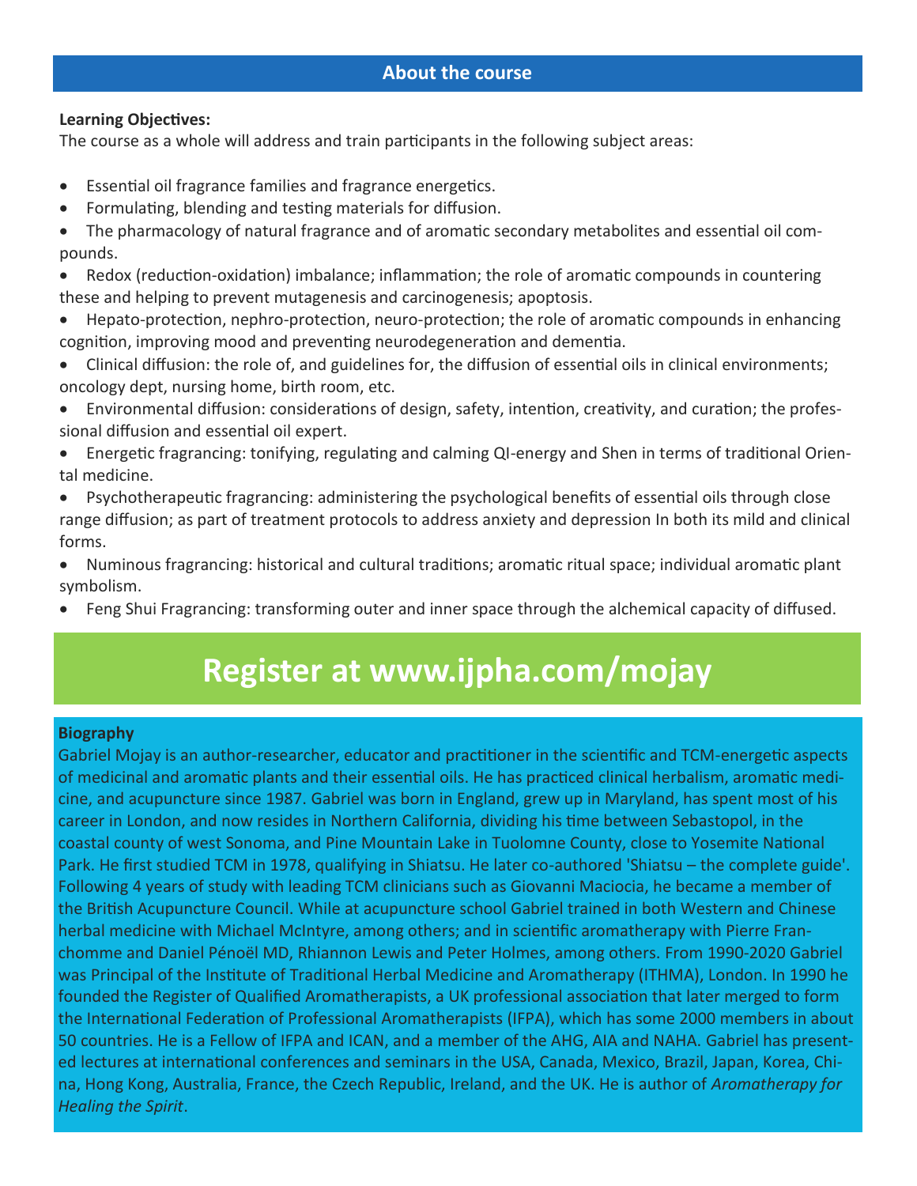## About the course

**Learning Objectives:**

The course as a whole will address and train participants in the following subject areas:

- Essential oil fragrance families and fragrance energetics.
- Formulating, blending and testing materials for diffusion.
- The pharmacology of natural fragrance and of aromatic secondary metabolites and essential oil compounds.
- Redox (reduction-oxidation) imbalance; inflammation; the role of aromatic compounds in countering these and helping to prevent mutagenesis and carcinogenesis; apoptosis.
- Hepato-protection, nephro-protection, neuro-protection; the role of aromatic compounds in enhancing cognition, improving mood and preventing neurodegeneration and dementia.
- Clinical diffusion: the role of, and guidelines for, the diffusion of essential oils in clinical environments; oncology dept, nursing home, birth room, etc.
- Environmental diffusion: considerations of design, safety, intention, creativity, and curation; the professional diffusion and essential oil expert.
- Energetic fragrancing: tonifying, regulating and calming QI-energy and Shen in terms of traditional Oriental medicine.
- Psychotherapeutic fragrancing: administering the psychological benefits of essential oils through close range diffusion; as part of treatment protocols to address anxiety and depression In both its mild and clinical forms.
- Numinous fragrancing: historical and cultural traditions; aromatic ritual space; individual aromatic plant symbolism.
- Feng Shui Fragrancing: transforming outer and inner space through the alchemical capacity of diffused.

# Register at www.ijpha.com/mojay

**Biography**

Gabriel Mojay is an author-researcher, educator and practitioner in the scientific and TCM-energetic aspects of medicinal and aromatic plants and their essential oils. He has practiced clinical herbalism, aromatic medicine, and acupuncture since 1987. Gabriel was born in England, grew up in Maryland, has spent most of his career in London, and now resides in Northern California, dividing his time between Sebastopol, in the coastal county of west Sonoma, and Pine Mountain Lake in Tuolomne County, close to Yosemite National Park. He first studied TCM in 1978, qualifying in Shiatsu. He later co-authored 'Shiatsu – the complete guide'. Following 4 years of study with leading TCM clinicians such as Giovanni Maciocia, he became a member of the British Acupuncture Council. While at acupuncture school Gabriel trained in both Western and Chinese herbal medicine with Michael McIntyre, among others; and in scientific aromatherapy with Pierre Franchomme and Daniel Pénoël MD, Rhiannon Lewis and Peter Holmes, among others. From 1990-2020 Gabriel was Principal of the Institute of Traditional Herbal Medicine and Aromatherapy (ITHMA), London. In 1990 he founded the Register of Qualified Aromatherapists, a UK professional association that later merged to form the International Federation of Professional Aromatherapists (IFPA), which has some 2000 members in about 50 countries. He is a Fellow of IFPA and ICAN, and a member of the AHG, AIA and NAHA. Gabriel has presented lectures at international conferences and seminars in the USA, Canada, Mexico, Brazil, Japan, Korea, China, Hong Kong, Australia, France, the Czech Republic, Ireland, and the UK. He is author of *Aromatherapy for Healing the Spirit*.